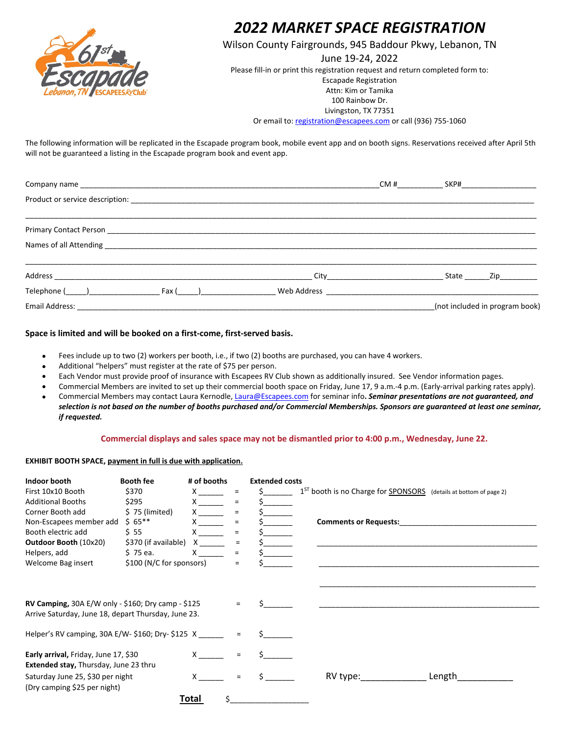# 2022 MARKET SPACE REGISTRATION

Wilson County Fairgrounds, 945 Baddour Pkwy, Lebanon, TN

June 19-24, 2022

Please fill-in or print this registration request and return completed form to:
Escapade Registration
Attn: Kim or Tamika
100 Rainbow Dr.
Livingston, TX 77351
Or email to: registration@escapees.com or call (936) 755-1060

The following information will be replicated in the Escapade program book, mobile event app and on booth signs. Reservations received after April 5th will not be guaranteed a listing in the Escapade program book and event app.

Company name ______________________________________________ CM #__________ SKP#_________________

Product or service description: ________________________________________________________________

_______________________________________________________________________________________

Primary Contact Person ________________________________________________________________________

Names of all Attending _________________________________________________________________________

_______________________________________________________________________________________

Address ______________________________________________ City__________________________ State ______Zip_________

Telephone (_____)________________ Fax (_____)_________________ Web Address ___________________________________

Email Address: ________________________________________________________________(not included in program book)

**Space is limited and will be booked on a first-come, first-served basis.**

- Fees include up to two (2) workers per booth, i.e., if two (2) booths are purchased, you can have 4 workers.
- Additional "helpers" must register at the rate of $75 per person.
- Each Vendor must provide proof of insurance with Escapees RV Club shown as additionally insured. See Vendor information pages.
- Commercial Members are invited to set up their commercial booth space on Friday, June 17, 9 a.m.-4 p.m. (Early-arrival parking rates apply).
- Commercial Members may contact Laura Kernodle, Laura@Escapees.com for seminar info**.** ***Seminar presentations are not guaranteed, and selection is not based on the number of booths purchased and/or Commercial Memberships. Sponsors are guaranteed at least one seminar, if requested.***

**Commercial displays and sales space may not be dismantled prior to 4:00 p.m., Wednesday, June 22.**

**EXHIBIT BOOTH SPACE,** payment in full is due with application.

| **Indoor booth** | **Booth fee** | **# of booths** | | **Extended costs** | |
|---|---|---|---|---|---|
| First 10x10 Booth | $370 | X ______ | = | $_______ | 1ST booth is no Charge for SPONSORS (details at bottom of page 2) |
| Additional Booths | $295 | X ______ | = | $_______ | |
| Corner Booth add | $ 75 (limited) | X ______ | = | $_______ | |
| Non-Escapees member add | $ 65** | X ______ | = | $_______ | **Comments or Requests:**________________________________ |
| Booth electric add | $ 55 | X ______ | = | $_______ | |
| **Outdoor Booth** (10x20) | $370 (if available) | X ______ | = | $_______ | ____________________________________________________ |
| Helpers, add | $ 75 ea. | X ______ | = | $_______ | |
| Welcome Bag insert | $100 (N/C for sponsors) | | = | $_______ | ____________________________________________________ |
| | | | | | ____________________________________________________ |
| **RV Camping,** 30A E/W only - $160; Dry camp - $125<br>Arrive Saturday, June 18, depart Thursday, June 23. | | | = | $_______ | ____________________________________________________ |
| Helper's RV camping, 30A E/W- $160; Dry- $125 | | X ______ | = | $_______ | |
| **Early arrival,** Friday, June 17, $30 | | X ______ | = | $_______ | |
| **Extended stay,** Thursday, June 23 thru Saturday June 25, $30 per night (Dry camping $25 per night) | | X ______ | = | $_______ | RV type:_____________ Length___________ |

**Total** $_________________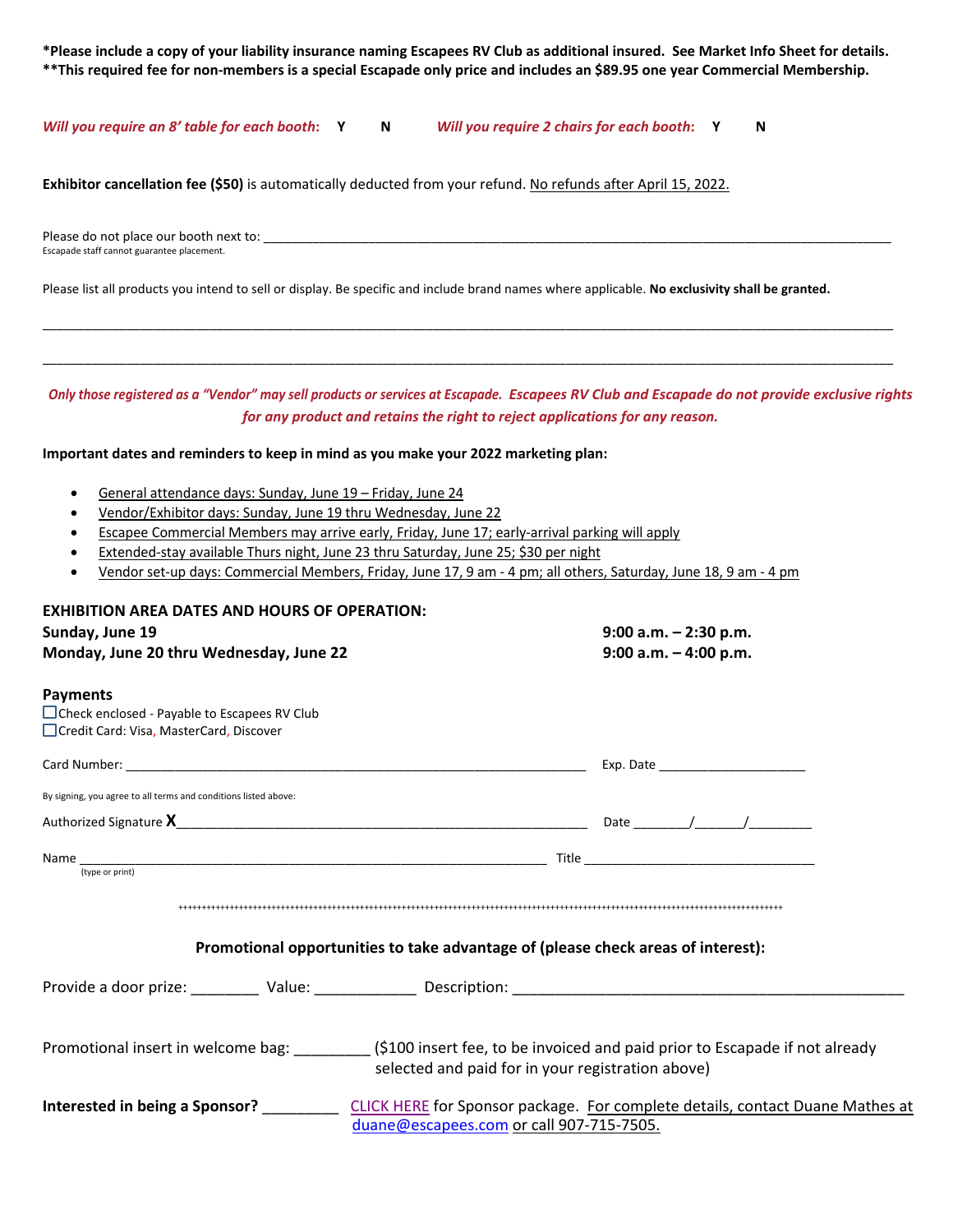**\*Please include a copy of your liability insurance naming Escapees RV Club as additional insured. See Market Info Sheet for details.**
**\*\*This required fee for non-members is a special Escapade only price and includes an $89.95 one year Commercial Membership.**

***Will you require an 8' table for each booth*: Y N** ***Will you require 2 chairs for each booth*: Y N**

**Exhibitor cancellation fee ($50)** is automatically deducted from your refund. No refunds after April 15, 2022.

Please do not place our booth next to: ____________________________________________________________
Escapade staff cannot guarantee placement.

Please list all products you intend to sell or display. Be specific and include brand names where applicable. **No exclusivity shall be granted.**

______________________________________________________________________________________

______________________________________________________________________________________

***Only those registered as a "Vendor" may sell products or services at Escapade. Escapees RV Club and Escapade do not provide exclusive rights for any product and retains the right to reject applications for any reason.***

**Important dates and reminders to keep in mind as you make your 2022 marketing plan:**

- General attendance days: Sunday, June 19 – Friday, June 24
- Vendor/Exhibitor days: Sunday, June 19 thru Wednesday, June 22
- Escapee Commercial Members may arrive early, Friday, June 17; early-arrival parking will apply
- Extended-stay available Thurs night, June 23 thru Saturday, June 25; $30 per night
- Vendor set-up days: Commercial Members, Friday, June 17, 9 am - 4 pm; all others, Saturday, June 18, 9 am - 4 pm

**EXHIBITION AREA DATES AND HOURS OF OPERATION:**

| | |
|---|---|
| **Sunday, June 19** | **9:00 a.m. – 2:30 p.m.** |
| **Monday, June 20 thru Wednesday, June 22** | **9:00 a.m. – 4:00 p.m.** |

**Payments**
☐ Check enclosed - Payable to Escapees RV Club
☐ Credit Card: Visa, MasterCard, Discover

Card Number: ____________________________________________ Exp. Date ________________

By signing, you agree to all terms and conditions listed above:

Authorized Signature **X**____________________________________________ Date _______/______/________

Name ____________________________________________ Title __________________________
(type or print)

++++++++++++++++++++++++++++++++++++++++++++++++++++++++++++++++++++++++++++++++++++++++++++++++++++++++++++++++++++++

**Promotional opportunities to take advantage of (please check areas of interest):**

Provide a door prize: ________ Value: ____________ Description: ______________________________________

Promotional insert in welcome bag: _________ ($100 insert fee, to be invoiced and paid prior to Escapade if not already selected and paid for in your registration above)

**Interested in being a Sponsor?** _________ CLICK HERE for Sponsor package. For complete details, contact Duane Mathes at duane@escapees.com or call 907-715-7505.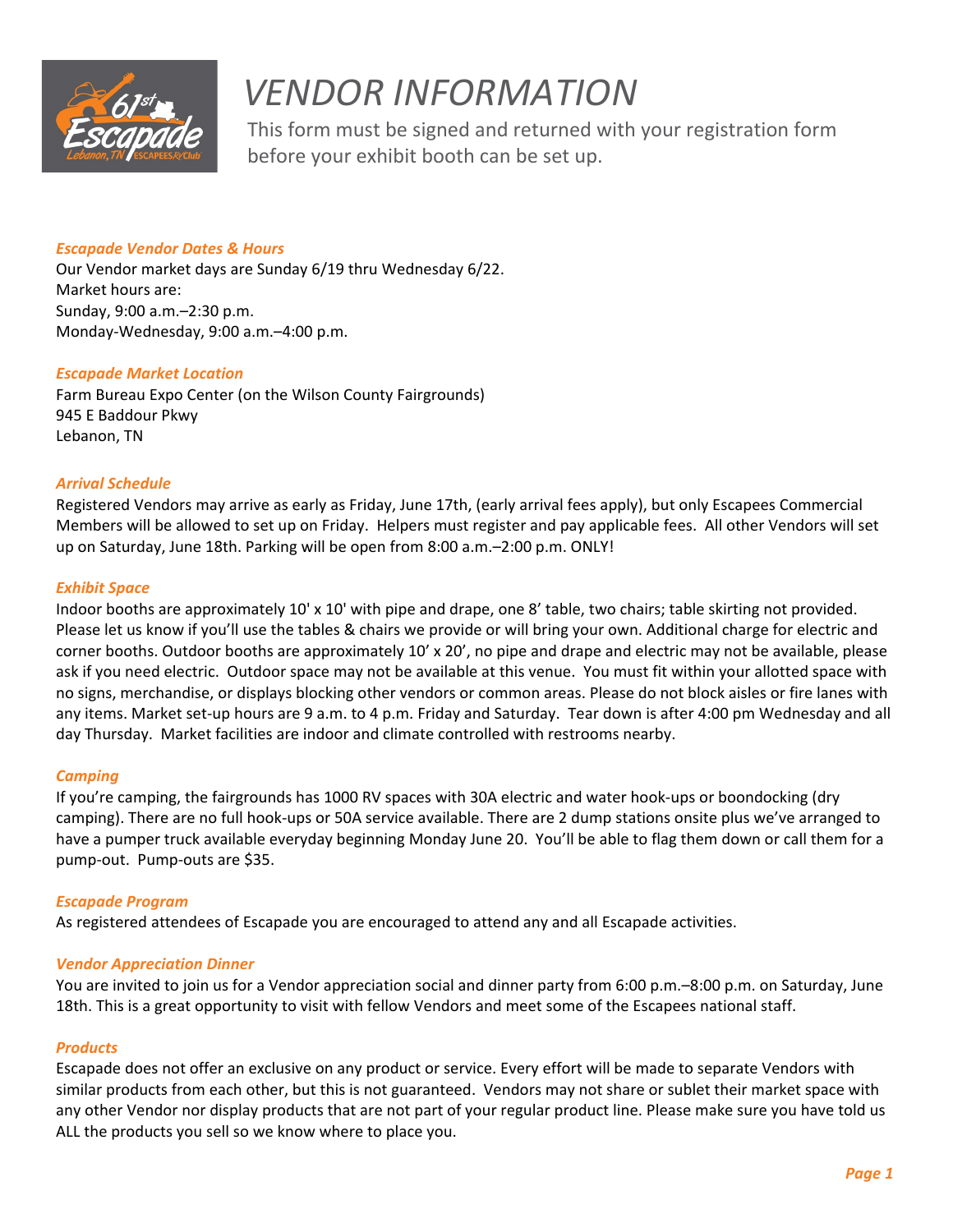# *VENDOR INFORMATION*

This form must be signed and returned with your registration form before your exhibit booth can be set up.

### *Escapade Vendor Dates & Hours*

Our Vendor market days are Sunday 6/19 thru Wednesday 6/22.
Market hours are:
Sunday, 9:00 a.m.–2:30 p.m.
Monday-Wednesday, 9:00 a.m.–4:00 p.m.

### *Escapade Market Location*

Farm Bureau Expo Center (on the Wilson County Fairgrounds)
945 E Baddour Pkwy
Lebanon, TN

### *Arrival Schedule*

Registered Vendors may arrive as early as Friday, June 17th, (early arrival fees apply), but only Escapees Commercial Members will be allowed to set up on Friday. Helpers must register and pay applicable fees. All other Vendors will set up on Saturday, June 18th. Parking will be open from 8:00 a.m.–2:00 p.m. ONLY!

### *Exhibit Space*

Indoor booths are approximately 10' x 10' with pipe and drape, one 8' table, two chairs; table skirting not provided. Please let us know if you'll use the tables & chairs we provide or will bring your own. Additional charge for electric and corner booths. Outdoor booths are approximately 10' x 20', no pipe and drape and electric may not be available, please ask if you need electric. Outdoor space may not be available at this venue. You must fit within your allotted space with no signs, merchandise, or displays blocking other vendors or common areas. Please do not block aisles or fire lanes with any items. Market set-up hours are 9 a.m. to 4 p.m. Friday and Saturday. Tear down is after 4:00 pm Wednesday and all day Thursday. Market facilities are indoor and climate controlled with restrooms nearby.

### *Camping*

If you're camping, the fairgrounds has 1000 RV spaces with 30A electric and water hook-ups or boondocking (dry camping). There are no full hook-ups or 50A service available. There are 2 dump stations onsite plus we've arranged to have a pumper truck available everyday beginning Monday June 20. You'll be able to flag them down or call them for a pump-out. Pump-outs are $35.

### *Escapade Program*

As registered attendees of Escapade you are encouraged to attend any and all Escapade activities.

### *Vendor Appreciation Dinner*

You are invited to join us for a Vendor appreciation social and dinner party from 6:00 p.m.–8:00 p.m. on Saturday, June 18th. This is a great opportunity to visit with fellow Vendors and meet some of the Escapees national staff.

### *Products*

Escapade does not offer an exclusive on any product or service. Every effort will be made to separate Vendors with similar products from each other, but this is not guaranteed. Vendors may not share or sublet their market space with any other Vendor nor display products that are not part of your regular product line. Please make sure you have told us ALL the products you sell so we know where to place you.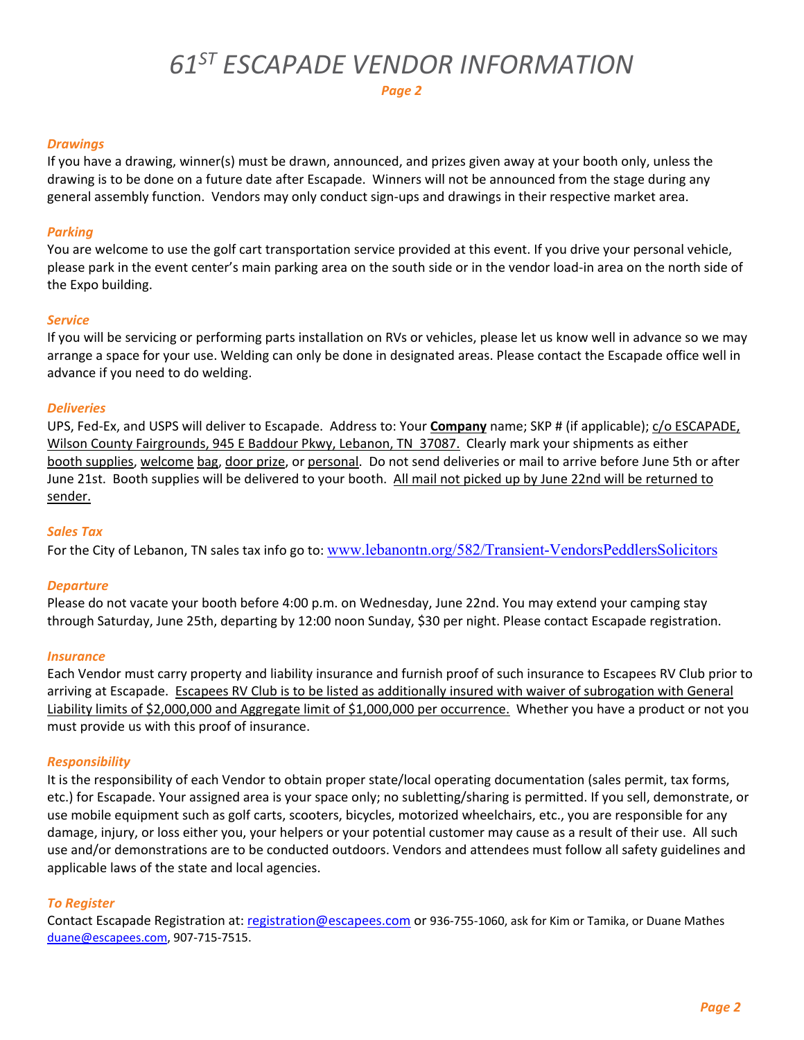# 61ST ESCAPADE VENDOR INFORMATION

***Page 2***

### *Drawings*

If you have a drawing, winner(s) must be drawn, announced, and prizes given away at your booth only, unless the drawing is to be done on a future date after Escapade. Winners will not be announced from the stage during any general assembly function. Vendors may only conduct sign-ups and drawings in their respective market area.

### *Parking*

You are welcome to use the golf cart transportation service provided at this event. If you drive your personal vehicle, please park in the event center's main parking area on the south side or in the vendor load-in area on the north side of the Expo building.

### *Service*

If you will be servicing or performing parts installation on RVs or vehicles, please let us know well in advance so we may arrange a space for your use. Welding can only be done in designated areas. Please contact the Escapade office well in advance if you need to do welding.

### *Deliveries*

UPS, Fed-Ex, and USPS will deliver to Escapade. Address to: Your **Company** name; SKP # (if applicable); c/o ESCAPADE, Wilson County Fairgrounds, 945 E Baddour Pkwy, Lebanon, TN 37087. Clearly mark your shipments as either booth supplies, welcome bag, door prize, or personal. Do not send deliveries or mail to arrive before June 5th or after June 21st. Booth supplies will be delivered to your booth. All mail not picked up by June 22nd will be returned to sender.

### *Sales Tax*

For the City of Lebanon, TN sales tax info go to: www.lebanontn.org/582/Transient-VendorsPeddlersSolicitors

### *Departure*

Please do not vacate your booth before 4:00 p.m. on Wednesday, June 22nd. You may extend your camping stay through Saturday, June 25th, departing by 12:00 noon Sunday, $30 per night. Please contact Escapade registration.

### *Insurance*

Each Vendor must carry property and liability insurance and furnish proof of such insurance to Escapees RV Club prior to arriving at Escapade. Escapees RV Club is to be listed as additionally insured with waiver of subrogation with General Liability limits of $2,000,000 and Aggregate limit of $1,000,000 per occurrence. Whether you have a product or not you must provide us with this proof of insurance.

### *Responsibility*

It is the responsibility of each Vendor to obtain proper state/local operating documentation (sales permit, tax forms, etc.) for Escapade. Your assigned area is your space only; no subletting/sharing is permitted. If you sell, demonstrate, or use mobile equipment such as golf carts, scooters, bicycles, motorized wheelchairs, etc., you are responsible for any damage, injury, or loss either you, your helpers or your potential customer may cause as a result of their use. All such use and/or demonstrations are to be conducted outdoors. Vendors and attendees must follow all safety guidelines and applicable laws of the state and local agencies.

### *To Register*

Contact Escapade Registration at: registration@escapees.com or 936-755-1060, ask for Kim or Tamika, or Duane Mathes duane@escapees.com, 907-715-7515.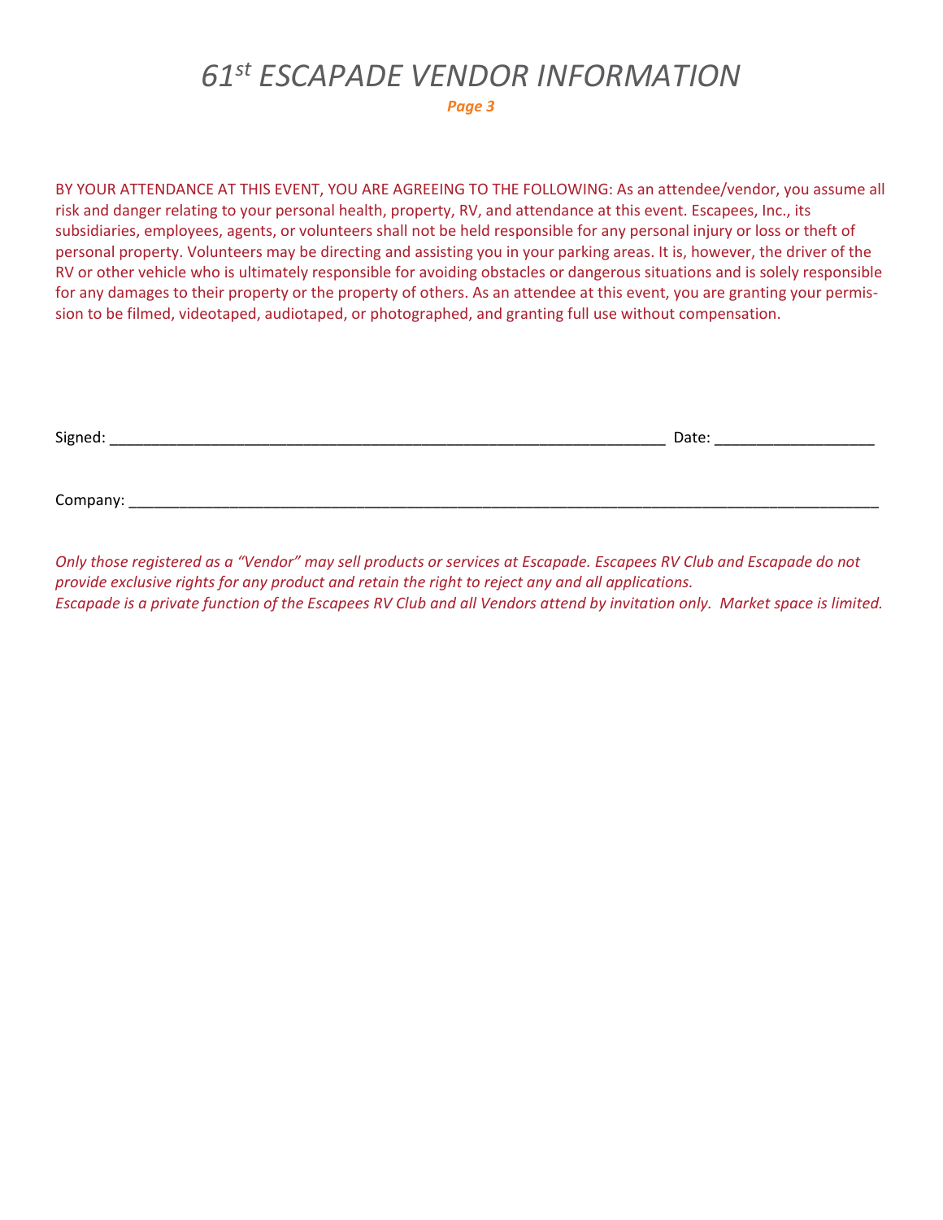# *61st ESCAPADE VENDOR INFORMATION*

BY YOUR ATTENDANCE AT THIS EVENT, YOU ARE AGREEING TO THE FOLLOWING: As an attendee/vendor, you assume all risk and danger relating to your personal health, property, RV, and attendance at this event. Escapees, Inc., its subsidiaries, employees, agents, or volunteers shall not be held responsible for any personal injury or loss or theft of personal property. Volunteers may be directing and assisting you in your parking areas. It is, however, the driver of the RV or other vehicle who is ultimately responsible for avoiding obstacles or dangerous situations and is solely responsible for any damages to their property or the property of others. As an attendee at this event, you are granting your permission to be filmed, videotaped, audiotaped, or photographed, and granting full use without compensation.

Signed: ______________________________________________________________________ Date: ___________________

Company: _____________________________________________________________________________________________

*Only those registered as a "Vendor" may sell products or services at Escapade. Escapees RV Club and Escapade do not provide exclusive rights for any product and retain the right to reject any and all applications.*
*Escapade is a private function of the Escapees RV Club and all Vendors attend by invitation only. Market space is limited.*